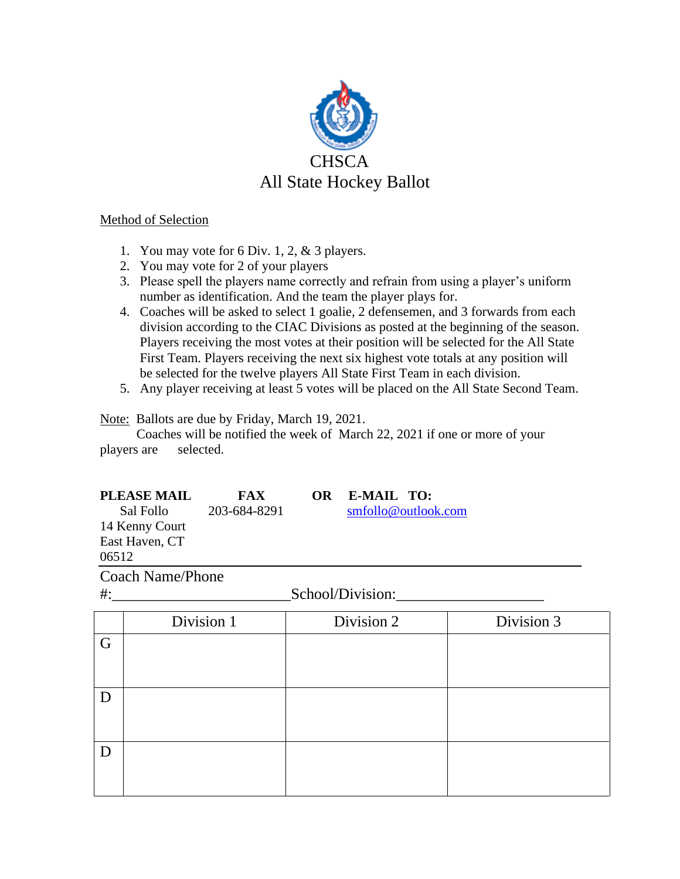# CHSCA
# All State Hockey Ballot

Method of Selection

1. You may vote for 6 Div. 1, 2, & 3 players.
2. You may vote for 2 of your players
3. Please spell the players name correctly and refrain from using a player's uniform number as identification. And the team the player plays for.
4. Coaches will be asked to select 1 goalie, 2 defensemen, and 3 forwards from each division according to the CIAC Divisions as posted at the beginning of the season. Players receiving the most votes at their position will be selected for the All State First Team. Players receiving the next six highest vote totals at any position will be selected for the twelve players All State First Team in each division.
5. Any player receiving at least 5 votes will be placed on the All State Second Team.

Note: Ballots are due by Friday, March 19, 2021.
Coaches will be notified the week of March 22, 2021 if one or more of your players are selected.

**PLEASE MAIL** **FAX** **OR** **E-MAIL TO:**

Sal Follo
14 Kenny Court
East Haven, CT
06512

203-684-8291

smfollo@outlook.com

Coach Name/Phone #:_______________________School/Division:___________________

| | Division 1 | Division 2 | Division 3 |
|---|---|---|---|
| G | | | |
| D | | | |
| D | | | |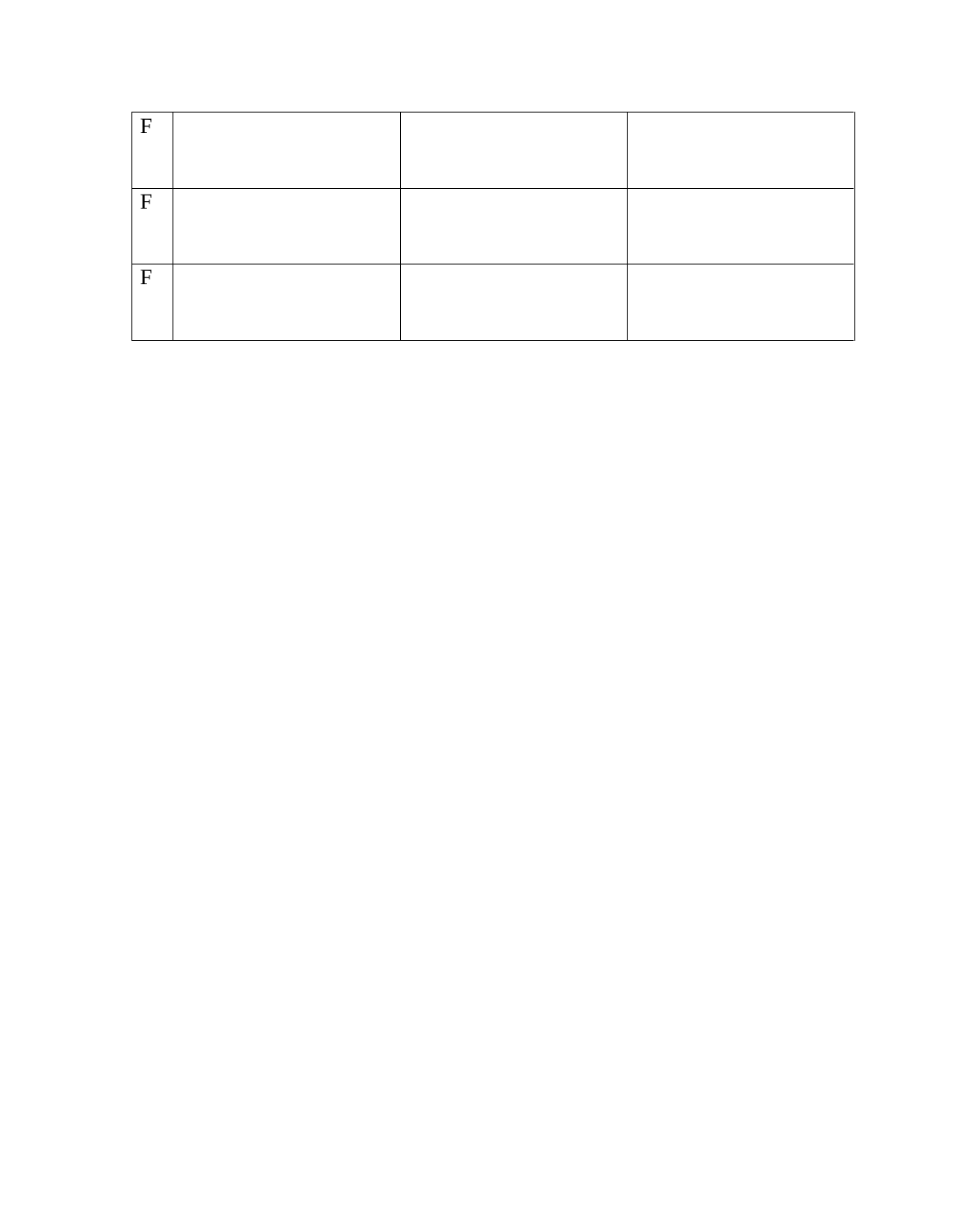| | | | |
|---|---|---|---|
| F | | | |
| F | | | |
| F | | | |